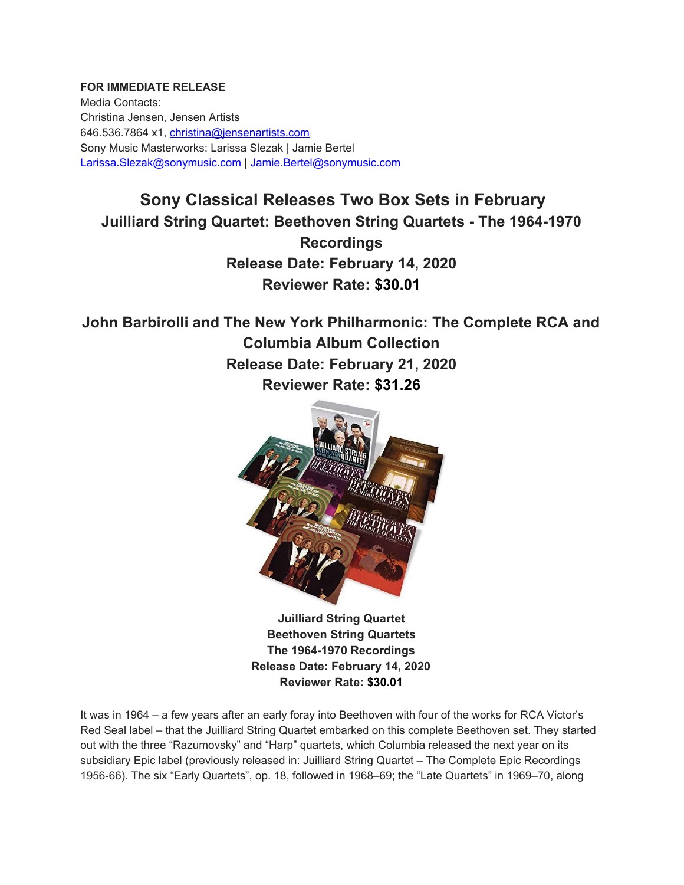**FOR IMMEDIATE RELEASE**
Media Contacts:
Christina Jensen, Jensen Artists
646.536.7864 x1, christina@jensenartists.com
Sony Music Masterworks: Larissa Slezak | Jamie Bertel
Larissa.Slezak@sonymusic.com | Jamie.Bertel@sonymusic.com

# Sony Classical Releases Two Box Sets in February

## Juilliard String Quartet: Beethoven String Quartets - The 1964-1970 Recordings

## Release Date: February 14, 2020

## Reviewer Rate: $30.01

## John Barbirolli and The New York Philharmonic: The Complete RCA and Columbia Album Collection

## Release Date: February 21, 2020

## Reviewer Rate: $31.26

**Juilliard String Quartet**
**Beethoven String Quartets**
**The 1964-1970 Recordings**
**Release Date: February 14, 2020**
**Reviewer Rate: $30.01**

It was in 1964 – a few years after an early foray into Beethoven with four of the works for RCA Victor's Red Seal label – that the Juilliard String Quartet embarked on this complete Beethoven set. They started out with the three "Razumovsky" and "Harp" quartets, which Columbia released the next year on its subsidiary Epic label (previously released in: Juilliard String Quartet – The Complete Epic Recordings 1956-66). The six "Early Quartets", op. 18, followed in 1968–69; the "Late Quartets" in 1969–70, along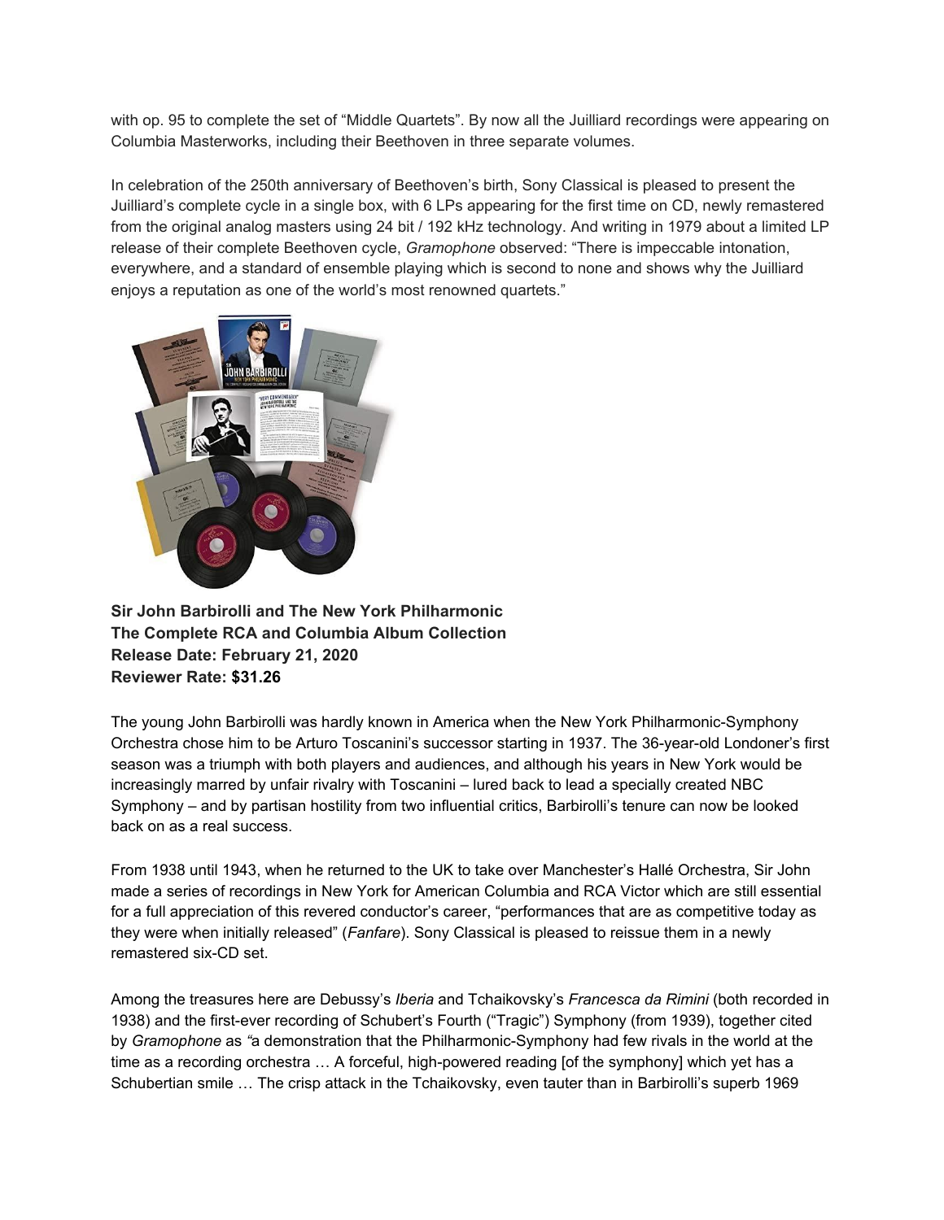with op. 95 to complete the set of “Middle Quartets”. By now all the Juilliard recordings were appearing on Columbia Masterworks, including their Beethoven in three separate volumes.

In celebration of the 250th anniversary of Beethoven’s birth, Sony Classical is pleased to present the Juilliard’s complete cycle in a single box, with 6 LPs appearing for the first time on CD, newly remastered from the original analog masters using 24 bit / 192 kHz technology. And writing in 1979 about a limited LP release of their complete Beethoven cycle, *Gramophone* observed: “There is impeccable intonation, everywhere, and a standard of ensemble playing which is second to none and shows why the Juilliard enjoys a reputation as one of the world’s most renowned quartets.”

**Sir John Barbirolli and The New York Philharmonic**
**The Complete RCA and Columbia Album Collection**
**Release Date: February 21, 2020**
**Reviewer Rate: $31.26**

The young John Barbirolli was hardly known in America when the New York Philharmonic-Symphony Orchestra chose him to be Arturo Toscanini’s successor starting in 1937. The 36-year-old Londoner’s first season was a triumph with both players and audiences, and although his years in New York would be increasingly marred by unfair rivalry with Toscanini – lured back to lead a specially created NBC Symphony – and by partisan hostility from two influential critics, Barbirolli’s tenure can now be looked back on as a real success.

From 1938 until 1943, when he returned to the UK to take over Manchester’s Hallé Orchestra, Sir John made a series of recordings in New York for American Columbia and RCA Victor which are still essential for a full appreciation of this revered conductor’s career, “performances that are as competitive today as they were when initially released” (*Fanfare*). Sony Classical is pleased to reissue them in a newly remastered six-CD set.

Among the treasures here are Debussy’s *Iberia* and Tchaikovsky’s *Francesca da Rimini* (both recorded in 1938) and the first-ever recording of Schubert’s Fourth (“Tragic”) Symphony (from 1939), together cited by *Gramophone* as “a demonstration that the Philharmonic-Symphony had few rivals in the world at the time as a recording orchestra … A forceful, high-powered reading [of the symphony] which yet has a Schubertian smile … The crisp attack in the Tchaikovsky, even tauter than in Barbirolli’s superb 1969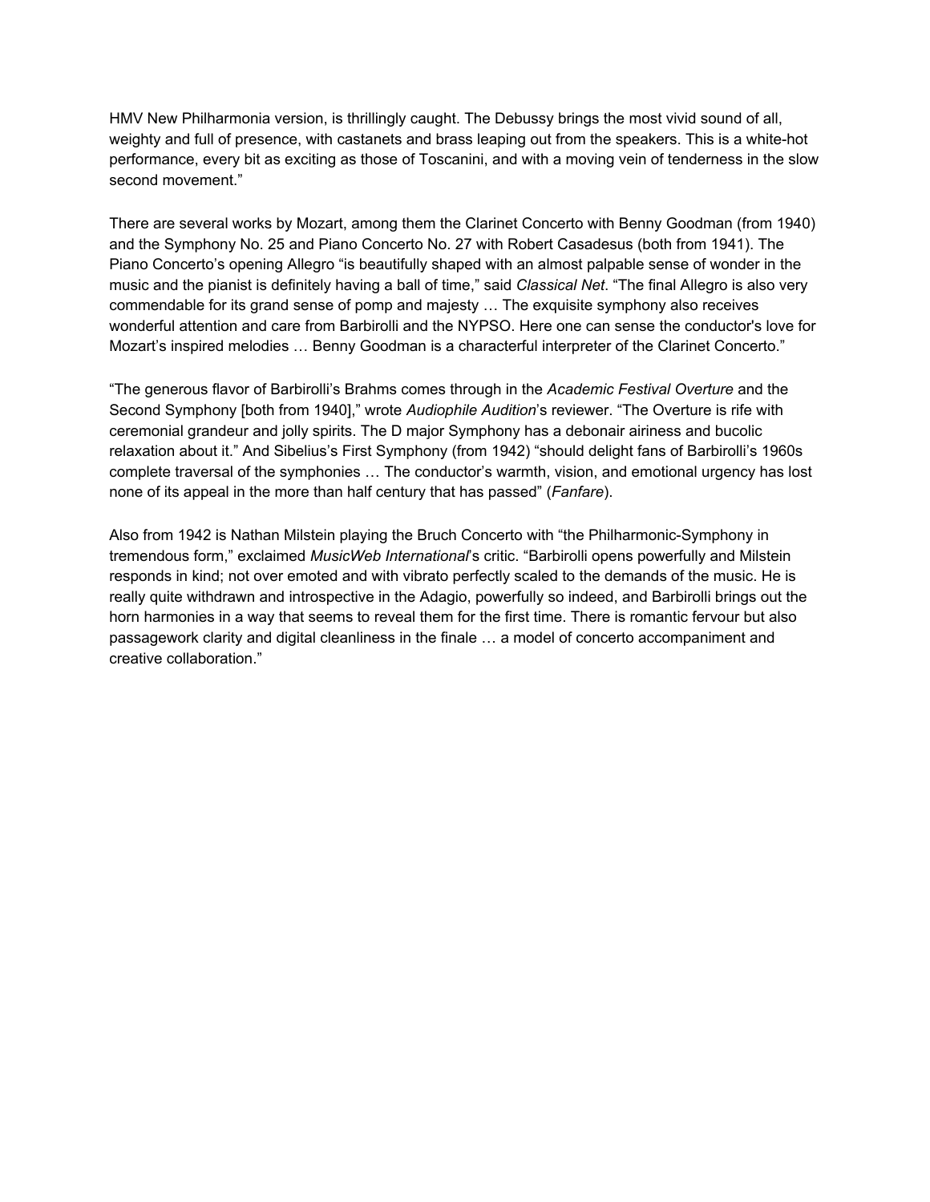HMV New Philharmonia version, is thrillingly caught. The Debussy brings the most vivid sound of all, weighty and full of presence, with castanets and brass leaping out from the speakers. This is a white-hot performance, every bit as exciting as those of Toscanini, and with a moving vein of tenderness in the slow second movement."

There are several works by Mozart, among them the Clarinet Concerto with Benny Goodman (from 1940) and the Symphony No. 25 and Piano Concerto No. 27 with Robert Casadesus (both from 1941). The Piano Concerto's opening Allegro "is beautifully shaped with an almost palpable sense of wonder in the music and the pianist is definitely having a ball of time," said *Classical Net*. "The final Allegro is also very commendable for its grand sense of pomp and majesty … The exquisite symphony also receives wonderful attention and care from Barbirolli and the NYPSO. Here one can sense the conductor's love for Mozart's inspired melodies … Benny Goodman is a characterful interpreter of the Clarinet Concerto."

"The generous flavor of Barbirolli's Brahms comes through in the *Academic Festival Overture* and the Second Symphony [both from 1940]," wrote *Audiophile Audition*'s reviewer. "The Overture is rife with ceremonial grandeur and jolly spirits. The D major Symphony has a debonair airiness and bucolic relaxation about it." And Sibelius's First Symphony (from 1942) "should delight fans of Barbirolli's 1960s complete traversal of the symphonies … The conductor's warmth, vision, and emotional urgency has lost none of its appeal in the more than half century that has passed" (*Fanfare*).

Also from 1942 is Nathan Milstein playing the Bruch Concerto with "the Philharmonic-Symphony in tremendous form," exclaimed *MusicWeb International*'s critic. "Barbirolli opens powerfully and Milstein responds in kind; not over emoted and with vibrato perfectly scaled to the demands of the music. He is really quite withdrawn and introspective in the Adagio, powerfully so indeed, and Barbirolli brings out the horn harmonies in a way that seems to reveal them for the first time. There is romantic fervour but also passagework clarity and digital cleanliness in the finale … a model of concerto accompaniment and creative collaboration."